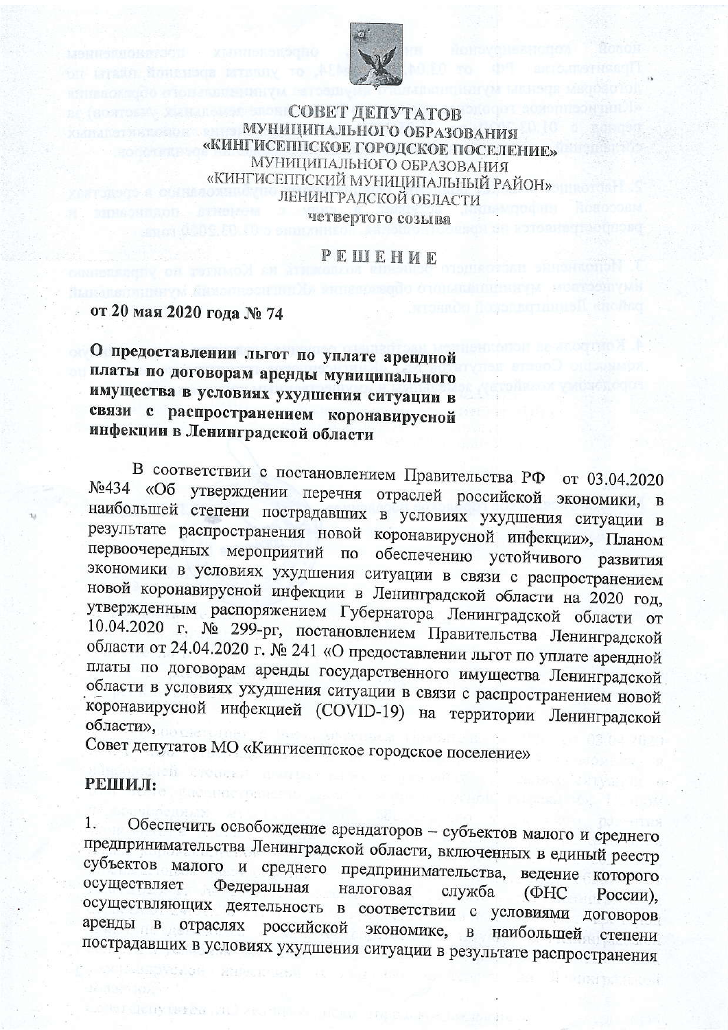# СОВЕТ ДЕПУТАТОВ
## МУНИЦИПАЛЬНОГО ОБРАЗОВАНИЯ «КИНГИСЕППСКОЕ ГОРОДСКОЕ ПОСЕЛЕНИЕ»
МУНИЦИПАЛЬНОГО ОБРАЗОВАНИЯ
«КИНГИСЕППСКИЙ МУНИЦИПАЛЬНЫЙ РАЙОН»
ЛЕНИНГРАДСКОЙ ОБЛАСТИ
четвертого созыва

# РЕШЕНИЕ

**от 20 мая 2020 года № 74**

**О предоставлении льгот по уплате арендной платы по договорам аренды муниципального имущества в условиях ухудшения ситуации в связи с распространением коронавирусной инфекции в Ленинградской области**

В соответствии с постановлением Правительства РФ от 03.04.2020 №434 «Об утверждении перечня отраслей российской экономики, в наибольшей степени пострадавших в условиях ухудшения ситуации в результате распространения новой коронавирусной инфекции», Планом первоочередных мероприятий по обеспечению устойчивого развития экономики в условиях ухудшения ситуации в связи с распространением новой коронавирусной инфекции в Ленинградской области на 2020 год, утвержденным распоряжением Губернатора Ленинградской области от 10.04.2020 г. № 299-рг, постановлением Правительства Ленинградской области от 24.04.2020 г. № 241 «О предоставлении льгот по уплате арендной платы по договорам аренды государственного имущества Ленинградской области в условиях ухудшения ситуации в связи с распространением новой коронавирусной инфекцией (COVID-19) на территории Ленинградской области»,
Совет депутатов МО «Кингисеппское городское поселение»

**РЕШИЛ:**

1. Обеспечить освобождение арендаторов – субъектов малого и среднего предпринимательства Ленинградской области, включенных в единый реестр субъектов малого и среднего предпринимательства, ведение которого осуществляет Федеральная налоговая служба (ФНС России), осуществляющих деятельность в соответствии с условиями договоров аренды в отраслях российской экономике, в наибольшей степени пострадавших в условиях ухудшения ситуации в результате распространения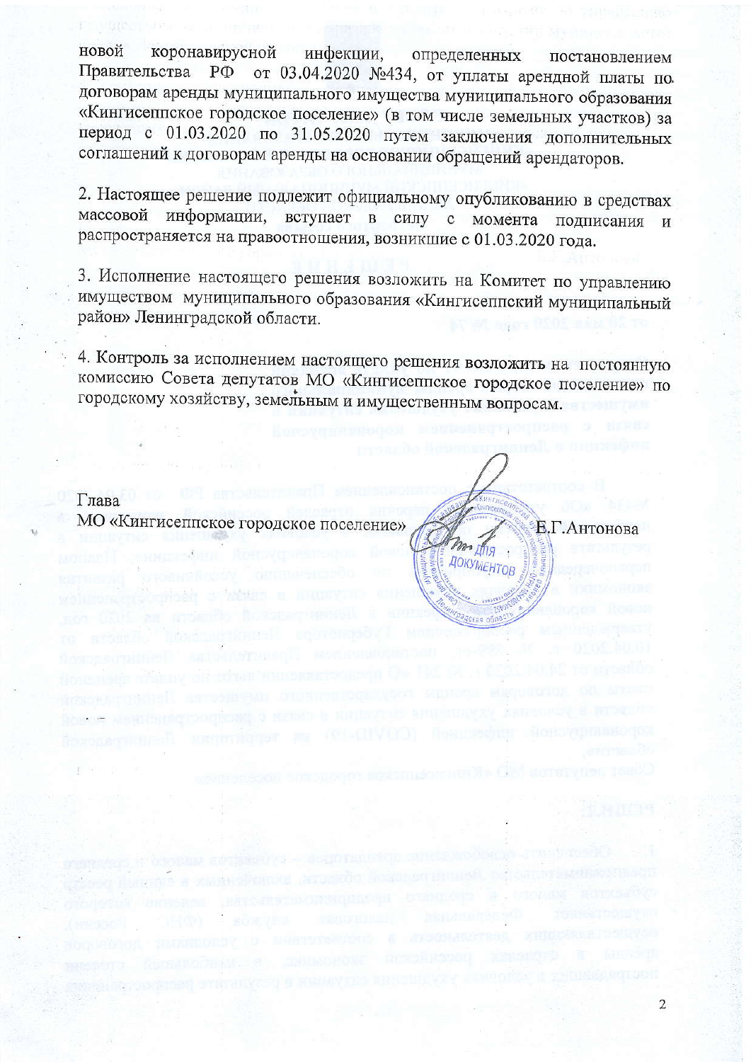новой коронавирусной инфекции, определенных постановлением Правительства РФ от 03.04.2020 №434, от уплаты арендной платы по договорам аренды муниципального имущества муниципального образования «Кингисеппское городское поселение» (в том числе земельных участков) за период с 01.03.2020 по 31.05.2020 путем заключения дополнительных соглашений к договорам аренды на основании обращений арендаторов.

2. Настоящее решение подлежит официальному опубликованию в средствах массовой информации, вступает в силу с момента подписания и распространяется на правоотношения, возникшие с 01.03.2020 года.

3. Исполнение настоящего решения возложить на Комитет по управлению имуществом муниципального образования «Кингисеппский муниципальный район» Ленинградской области.

4. Контроль за исполнением настоящего решения возложить на постоянную комиссию Совета депутатов МО «Кингисеппское городское поселение» по городскому хозяйству, земельным и имущественным вопросам.

Глава
МО «Кингисеппское городское поселение» Е.Г.Антонова